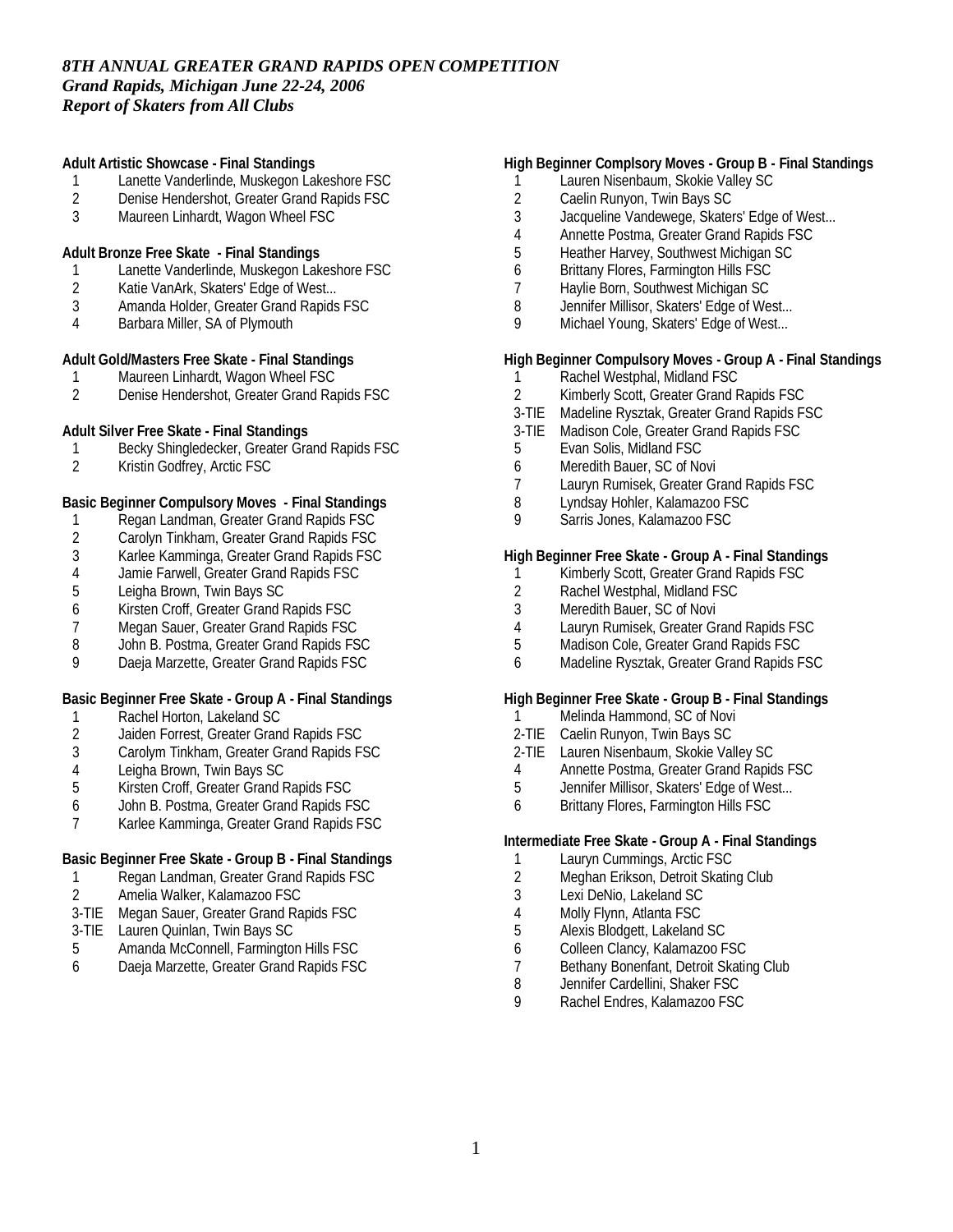*8TH ANNUAL GREATER GRAND RAPIDS OPEN COMPETITION*
*Grand Rapids, Michigan June 22-24, 2006*
*Report of Skaters from All Clubs*

**Adult Artistic Showcase - Final Standings**

1 Lanette Vanderlinde, Muskegon Lakeshore FSC
2 Denise Hendershot, Greater Grand Rapids FSC
3 Maureen Linhardt, Wagon Wheel FSC

**Adult Bronze Free Skate - Final Standings**

1 Lanette Vanderlinde, Muskegon Lakeshore FSC
2 Katie VanArk, Skaters' Edge of West...
3 Amanda Holder, Greater Grand Rapids FSC
4 Barbara Miller, SA of Plymouth

**Adult Gold/Masters Free Skate - Final Standings**

1 Maureen Linhardt, Wagon Wheel FSC
2 Denise Hendershot, Greater Grand Rapids FSC

**Adult Silver Free Skate - Final Standings**

1 Becky Shingledecker, Greater Grand Rapids FSC
2 Kristin Godfrey, Arctic FSC

**Basic Beginner Compulsory Moves - Final Standings**

1 Regan Landman, Greater Grand Rapids FSC
2 Carolyn Tinkham, Greater Grand Rapids FSC
3 Karlee Kamminga, Greater Grand Rapids FSC
4 Jamie Farwell, Greater Grand Rapids FSC
5 Leigha Brown, Twin Bays SC
6 Kirsten Croff, Greater Grand Rapids FSC
7 Megan Sauer, Greater Grand Rapids FSC
8 John B. Postma, Greater Grand Rapids FSC
9 Daeja Marzette, Greater Grand Rapids FSC

**Basic Beginner Free Skate - Group A - Final Standings**

1 Rachel Horton, Lakeland SC
2 Jaiden Forrest, Greater Grand Rapids FSC
3 Carolym Tinkham, Greater Grand Rapids FSC
4 Leigha Brown, Twin Bays SC
5 Kirsten Croff, Greater Grand Rapids FSC
6 John B. Postma, Greater Grand Rapids FSC
7 Karlee Kamminga, Greater Grand Rapids FSC

**Basic Beginner Free Skate - Group B - Final Standings**

1 Regan Landman, Greater Grand Rapids FSC
2 Amelia Walker, Kalamazoo FSC
3-TIE Megan Sauer, Greater Grand Rapids FSC
3-TIE Lauren Quinlan, Twin Bays SC
5 Amanda McConnell, Farmington Hills FSC
6 Daeja Marzette, Greater Grand Rapids FSC

**High Beginner Complsory Moves - Group B - Final Standings**

1 Lauren Nisenbaum, Skokie Valley SC
2 Caelin Runyon, Twin Bays SC
3 Jacqueline Vandewege, Skaters' Edge of West...
4 Annette Postma, Greater Grand Rapids FSC
5 Heather Harvey, Southwest Michigan SC
6 Brittany Flores, Farmington Hills FSC
7 Haylie Born, Southwest Michigan SC
8 Jennifer Millisor, Skaters' Edge of West...
9 Michael Young, Skaters' Edge of West...

**High Beginner Compulsory Moves - Group A - Final Standings**

1 Rachel Westphal, Midland FSC
2 Kimberly Scott, Greater Grand Rapids FSC
3-TIE Madeline Rysztak, Greater Grand Rapids FSC
3-TIE Madison Cole, Greater Grand Rapids FSC
5 Evan Solis, Midland FSC
6 Meredith Bauer, SC of Novi
7 Lauryn Rumisek, Greater Grand Rapids FSC
8 Lyndsay Hohler, Kalamazoo FSC
9 Sarris Jones, Kalamazoo FSC

**High Beginner Free Skate - Group A - Final Standings**

1 Kimberly Scott, Greater Grand Rapids FSC
2 Rachel Westphal, Midland FSC
3 Meredith Bauer, SC of Novi
4 Lauryn Rumisek, Greater Grand Rapids FSC
5 Madison Cole, Greater Grand Rapids FSC
6 Madeline Rysztak, Greater Grand Rapids FSC

**High Beginner Free Skate - Group B - Final Standings**

1 Melinda Hammond, SC of Novi
2-TIE Caelin Runyon, Twin Bays SC
2-TIE Lauren Nisenbaum, Skokie Valley SC
4 Annette Postma, Greater Grand Rapids FSC
5 Jennifer Millisor, Skaters' Edge of West...
6 Brittany Flores, Farmington Hills FSC

**Intermediate Free Skate - Group A - Final Standings**

1 Lauryn Cummings, Arctic FSC
2 Meghan Erikson, Detroit Skating Club
3 Lexi DeNio, Lakeland SC
4 Molly Flynn, Atlanta FSC
5 Alexis Blodgett, Lakeland SC
6 Colleen Clancy, Kalamazoo FSC
7 Bethany Bonenfant, Detroit Skating Club
8 Jennifer Cardellini, Shaker FSC
9 Rachel Endres, Kalamazoo FSC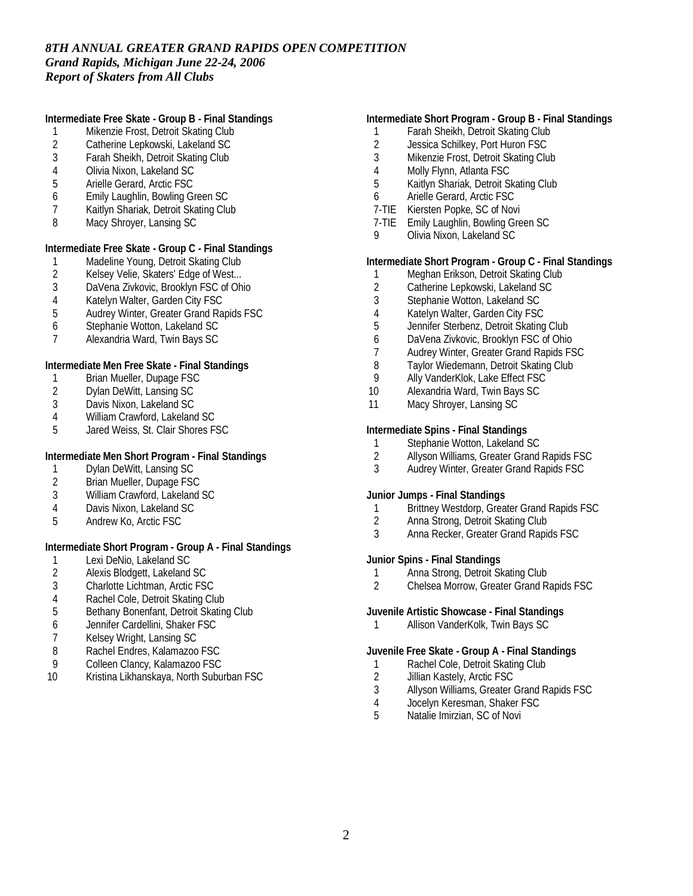*8TH ANNUAL GREATER GRAND RAPIDS OPEN COMPETITION*
*Grand Rapids, Michigan June 22-24, 2006*
*Report of Skaters from All Clubs*

**Intermediate Free Skate - Group B - Final Standings**

1 Mikenzie Frost, Detroit Skating Club
2 Catherine Lepkowski, Lakeland SC
3 Farah Sheikh, Detroit Skating Club
4 Olivia Nixon, Lakeland SC
5 Arielle Gerard, Arctic FSC
6 Emily Laughlin, Bowling Green SC
7 Kaitlyn Shariak, Detroit Skating Club
8 Macy Shroyer, Lansing SC

**Intermediate Free Skate - Group C - Final Standings**

1 Madeline Young, Detroit Skating Club
2 Kelsey Velie, Skaters' Edge of West...
3 DaVena Zivkovic, Brooklyn FSC of Ohio
4 Katelyn Walter, Garden City FSC
5 Audrey Winter, Greater Grand Rapids FSC
6 Stephanie Wotton, Lakeland SC
7 Alexandria Ward, Twin Bays SC

**Intermediate Men Free Skate - Final Standings**

1 Brian Mueller, Dupage FSC
2 Dylan DeWitt, Lansing SC
3 Davis Nixon, Lakeland SC
4 William Crawford, Lakeland SC
5 Jared Weiss, St. Clair Shores FSC

**Intermediate Men Short Program - Final Standings**

1 Dylan DeWitt, Lansing SC
2 Brian Mueller, Dupage FSC
3 William Crawford, Lakeland SC
4 Davis Nixon, Lakeland SC
5 Andrew Ko, Arctic FSC

**Intermediate Short Program - Group A - Final Standings**

1 Lexi DeNio, Lakeland SC
2 Alexis Blodgett, Lakeland SC
3 Charlotte Lichtman, Arctic FSC
4 Rachel Cole, Detroit Skating Club
5 Bethany Bonenfant, Detroit Skating Club
6 Jennifer Cardellini, Shaker FSC
7 Kelsey Wright, Lansing SC
8 Rachel Endres, Kalamazoo FSC
9 Colleen Clancy, Kalamazoo FSC
10 Kristina Likhanskaya, North Suburban FSC

**Intermediate Short Program - Group B - Final Standings**

1 Farah Sheikh, Detroit Skating Club
2 Jessica Schilkey, Port Huron FSC
3 Mikenzie Frost, Detroit Skating Club
4 Molly Flynn, Atlanta FSC
5 Kaitlyn Shariak, Detroit Skating Club
6 Arielle Gerard, Arctic FSC
7-TIE Kiersten Popke, SC of Novi
7-TIE Emily Laughlin, Bowling Green SC
9 Olivia Nixon, Lakeland SC

**Intermediate Short Program - Group C - Final Standings**

1 Meghan Erikson, Detroit Skating Club
2 Catherine Lepkowski, Lakeland SC
3 Stephanie Wotton, Lakeland SC
4 Katelyn Walter, Garden City FSC
5 Jennifer Sterbenz, Detroit Skating Club
6 DaVena Zivkovic, Brooklyn FSC of Ohio
7 Audrey Winter, Greater Grand Rapids FSC
8 Taylor Wiedemann, Detroit Skating Club
9 Ally VanderKlok, Lake Effect FSC
10 Alexandria Ward, Twin Bays SC
11 Macy Shroyer, Lansing SC

**Intermediate Spins - Final Standings**

1 Stephanie Wotton, Lakeland SC
2 Allyson Williams, Greater Grand Rapids FSC
3 Audrey Winter, Greater Grand Rapids FSC

**Junior Jumps - Final Standings**

1 Brittney Westdorp, Greater Grand Rapids FSC
2 Anna Strong, Detroit Skating Club
3 Anna Recker, Greater Grand Rapids FSC

**Junior Spins - Final Standings**

1 Anna Strong, Detroit Skating Club
2 Chelsea Morrow, Greater Grand Rapids FSC

**Juvenile Artistic Showcase - Final Standings**

1 Allison VanderKolk, Twin Bays SC

**Juvenile Free Skate - Group A - Final Standings**

1 Rachel Cole, Detroit Skating Club
2 Jillian Kastely, Arctic FSC
3 Allyson Williams, Greater Grand Rapids FSC
4 Jocelyn Keresman, Shaker FSC
5 Natalie Imirzian, SC of Novi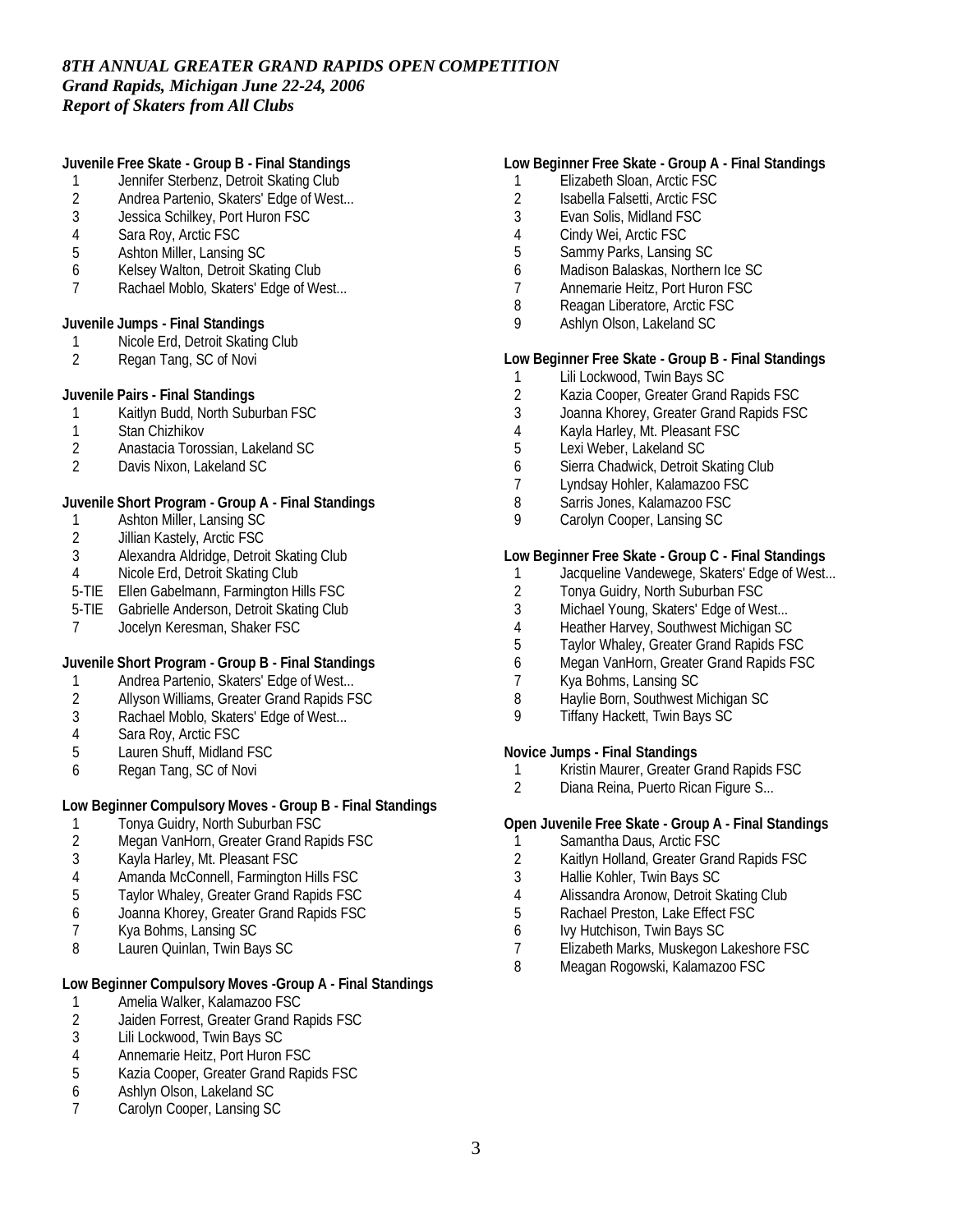*8TH ANNUAL GREATER GRAND RAPIDS OPEN COMPETITION*
*Grand Rapids, Michigan June 22-24, 2006*
*Report of Skaters from All Clubs*

**Juvenile Free Skate - Group B - Final Standings**

1 Jennifer Sterbenz, Detroit Skating Club
2 Andrea Partenio, Skaters' Edge of West...
3 Jessica Schilkey, Port Huron FSC
4 Sara Roy, Arctic FSC
5 Ashton Miller, Lansing SC
6 Kelsey Walton, Detroit Skating Club
7 Rachael Moblo, Skaters' Edge of West...

**Juvenile Jumps - Final Standings**

1 Nicole Erd, Detroit Skating Club
2 Regan Tang, SC of Novi

**Juvenile Pairs - Final Standings**

1 Kaitlyn Budd, North Suburban FSC
1 Stan Chizhikov
2 Anastacia Torossian, Lakeland SC
2 Davis Nixon, Lakeland SC

**Juvenile Short Program - Group A - Final Standings**

1 Ashton Miller, Lansing SC
2 Jillian Kastely, Arctic FSC
3 Alexandra Aldridge, Detroit Skating Club
4 Nicole Erd, Detroit Skating Club
5-TIE Ellen Gabelmann, Farmington Hills FSC
5-TIE Gabrielle Anderson, Detroit Skating Club
7 Jocelyn Keresman, Shaker FSC

**Juvenile Short Program - Group B - Final Standings**

1 Andrea Partenio, Skaters' Edge of West...
2 Allyson Williams, Greater Grand Rapids FSC
3 Rachael Moblo, Skaters' Edge of West...
4 Sara Roy, Arctic FSC
5 Lauren Shuff, Midland FSC
6 Regan Tang, SC of Novi

**Low Beginner Compulsory Moves - Group B - Final Standings**

1 Tonya Guidry, North Suburban FSC
2 Megan VanHorn, Greater Grand Rapids FSC
3 Kayla Harley, Mt. Pleasant FSC
4 Amanda McConnell, Farmington Hills FSC
5 Taylor Whaley, Greater Grand Rapids FSC
6 Joanna Khorey, Greater Grand Rapids FSC
7 Kya Bohms, Lansing SC
8 Lauren Quinlan, Twin Bays SC

**Low Beginner Compulsory Moves -Group A - Final Standings**

1 Amelia Walker, Kalamazoo FSC
2 Jaiden Forrest, Greater Grand Rapids FSC
3 Lili Lockwood, Twin Bays SC
4 Annemarie Heitz, Port Huron FSC
5 Kazia Cooper, Greater Grand Rapids FSC
6 Ashlyn Olson, Lakeland SC
7 Carolyn Cooper, Lansing SC

**Low Beginner Free Skate - Group A - Final Standings**

1 Elizabeth Sloan, Arctic FSC
2 Isabella Falsetti, Arctic FSC
3 Evan Solis, Midland FSC
4 Cindy Wei, Arctic FSC
5 Sammy Parks, Lansing SC
6 Madison Balaskas, Northern Ice SC
7 Annemarie Heitz, Port Huron FSC
8 Reagan Liberatore, Arctic FSC
9 Ashlyn Olson, Lakeland SC

**Low Beginner Free Skate - Group B - Final Standings**

1 Lili Lockwood, Twin Bays SC
2 Kazia Cooper, Greater Grand Rapids FSC
3 Joanna Khorey, Greater Grand Rapids FSC
4 Kayla Harley, Mt. Pleasant FSC
5 Lexi Weber, Lakeland SC
6 Sierra Chadwick, Detroit Skating Club
7 Lyndsay Hohler, Kalamazoo FSC
8 Sarris Jones, Kalamazoo FSC
9 Carolyn Cooper, Lansing SC

**Low Beginner Free Skate - Group C - Final Standings**

1 Jacqueline Vandewege, Skaters' Edge of West...
2 Tonya Guidry, North Suburban FSC
3 Michael Young, Skaters' Edge of West...
4 Heather Harvey, Southwest Michigan SC
5 Taylor Whaley, Greater Grand Rapids FSC
6 Megan VanHorn, Greater Grand Rapids FSC
7 Kya Bohms, Lansing SC
8 Haylie Born, Southwest Michigan SC
9 Tiffany Hackett, Twin Bays SC

**Novice Jumps - Final Standings**

1 Kristin Maurer, Greater Grand Rapids FSC
2 Diana Reina, Puerto Rican Figure S...

**Open Juvenile Free Skate - Group A - Final Standings**

1 Samantha Daus, Arctic FSC
2 Kaitlyn Holland, Greater Grand Rapids FSC
3 Hallie Kohler, Twin Bays SC
4 Alissandra Aronow, Detroit Skating Club
5 Rachael Preston, Lake Effect FSC
6 Ivy Hutchison, Twin Bays SC
7 Elizabeth Marks, Muskegon Lakeshore FSC
8 Meagan Rogowski, Kalamazoo FSC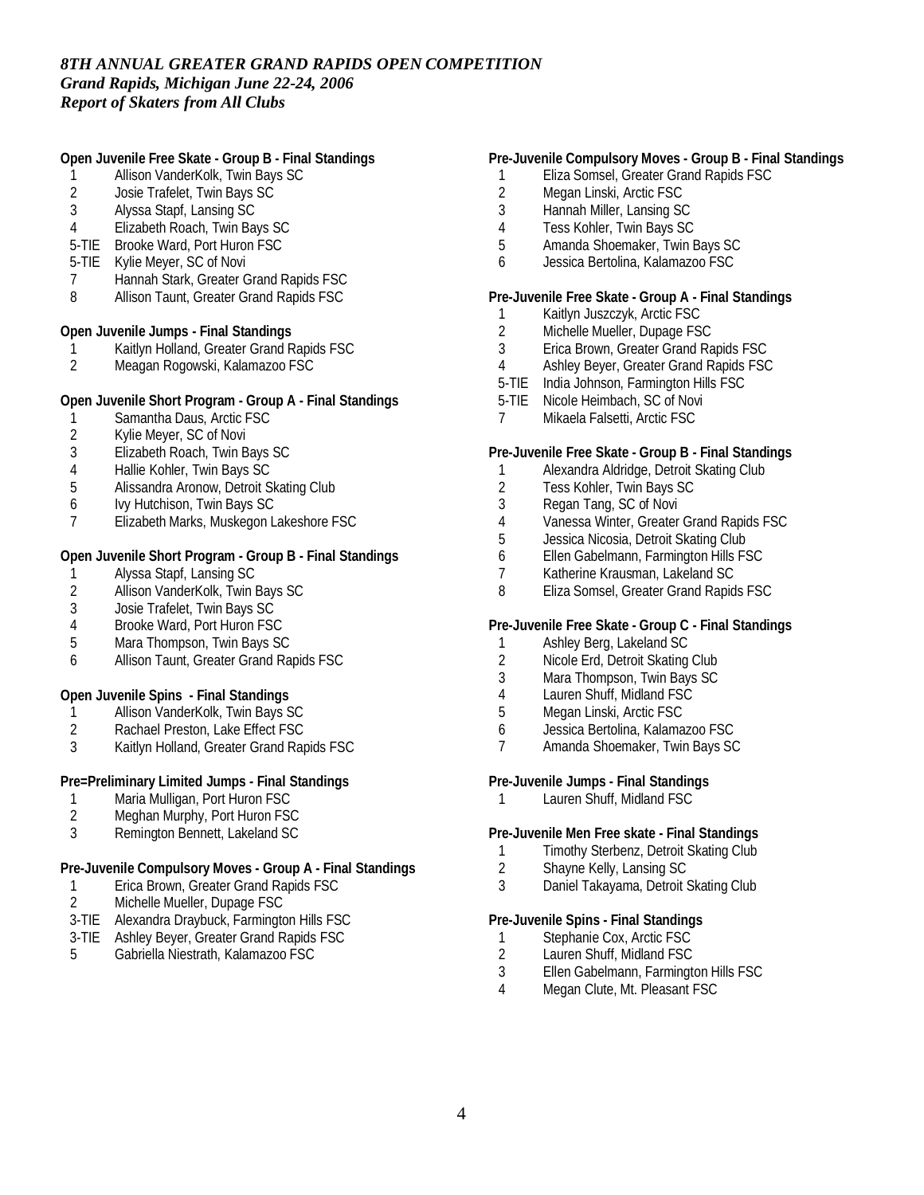*8TH ANNUAL GREATER GRAND RAPIDS OPEN COMPETITION*
*Grand Rapids, Michigan June 22-24, 2006*
*Report of Skaters from All Clubs*

**Open Juvenile Free Skate - Group B - Final Standings**

1 Allison VanderKolk, Twin Bays SC
2 Josie Trafelet, Twin Bays SC
3 Alyssa Stapf, Lansing SC
4 Elizabeth Roach, Twin Bays SC
5-TIE Brooke Ward, Port Huron FSC
5-TIE Kylie Meyer, SC of Novi
7 Hannah Stark, Greater Grand Rapids FSC
8 Allison Taunt, Greater Grand Rapids FSC

**Open Juvenile Jumps - Final Standings**

1 Kaitlyn Holland, Greater Grand Rapids FSC
2 Meagan Rogowski, Kalamazoo FSC

**Open Juvenile Short Program - Group A - Final Standings**

1 Samantha Daus, Arctic FSC
2 Kylie Meyer, SC of Novi
3 Elizabeth Roach, Twin Bays SC
4 Hallie Kohler, Twin Bays SC
5 Alissandra Aronow, Detroit Skating Club
6 Ivy Hutchison, Twin Bays SC
7 Elizabeth Marks, Muskegon Lakeshore FSC

**Open Juvenile Short Program - Group B - Final Standings**

1 Alyssa Stapf, Lansing SC
2 Allison VanderKolk, Twin Bays SC
3 Josie Trafelet, Twin Bays SC
4 Brooke Ward, Port Huron FSC
5 Mara Thompson, Twin Bays SC
6 Allison Taunt, Greater Grand Rapids FSC

**Open Juvenile Spins - Final Standings**

1 Allison VanderKolk, Twin Bays SC
2 Rachael Preston, Lake Effect FSC
3 Kaitlyn Holland, Greater Grand Rapids FSC

**Pre=Preliminary Limited Jumps - Final Standings**

1 Maria Mulligan, Port Huron FSC
2 Meghan Murphy, Port Huron FSC
3 Remington Bennett, Lakeland SC

**Pre-Juvenile Compulsory Moves - Group A - Final Standings**

1 Erica Brown, Greater Grand Rapids FSC
2 Michelle Mueller, Dupage FSC
3-TIE Alexandra Draybuck, Farmington Hills FSC
3-TIE Ashley Beyer, Greater Grand Rapids FSC
5 Gabriella Niestrath, Kalamazoo FSC

**Pre-Juvenile Compulsory Moves - Group B - Final Standings**

1 Eliza Somsel, Greater Grand Rapids FSC
2 Megan Linski, Arctic FSC
3 Hannah Miller, Lansing SC
4 Tess Kohler, Twin Bays SC
5 Amanda Shoemaker, Twin Bays SC
6 Jessica Bertolina, Kalamazoo FSC

**Pre-Juvenile Free Skate - Group A - Final Standings**

1 Kaitlyn Juszczyk, Arctic FSC
2 Michelle Mueller, Dupage FSC
3 Erica Brown, Greater Grand Rapids FSC
4 Ashley Beyer, Greater Grand Rapids FSC
5-TIE India Johnson, Farmington Hills FSC
5-TIE Nicole Heimbach, SC of Novi
7 Mikaela Falsetti, Arctic FSC

**Pre-Juvenile Free Skate - Group B - Final Standings**

1 Alexandra Aldridge, Detroit Skating Club
2 Tess Kohler, Twin Bays SC
3 Regan Tang, SC of Novi
4 Vanessa Winter, Greater Grand Rapids FSC
5 Jessica Nicosia, Detroit Skating Club
6 Ellen Gabelmann, Farmington Hills FSC
7 Katherine Krausman, Lakeland SC
8 Eliza Somsel, Greater Grand Rapids FSC

**Pre-Juvenile Free Skate - Group C - Final Standings**

1 Ashley Berg, Lakeland SC
2 Nicole Erd, Detroit Skating Club
3 Mara Thompson, Twin Bays SC
4 Lauren Shuff, Midland FSC
5 Megan Linski, Arctic FSC
6 Jessica Bertolina, Kalamazoo FSC
7 Amanda Shoemaker, Twin Bays SC

**Pre-Juvenile Jumps - Final Standings**

1 Lauren Shuff, Midland FSC

**Pre-Juvenile Men Free skate - Final Standings**

1 Timothy Sterbenz, Detroit Skating Club
2 Shayne Kelly, Lansing SC
3 Daniel Takayama, Detroit Skating Club

**Pre-Juvenile Spins - Final Standings**

1 Stephanie Cox, Arctic FSC
2 Lauren Shuff, Midland FSC
3 Ellen Gabelmann, Farmington Hills FSC
4 Megan Clute, Mt. Pleasant FSC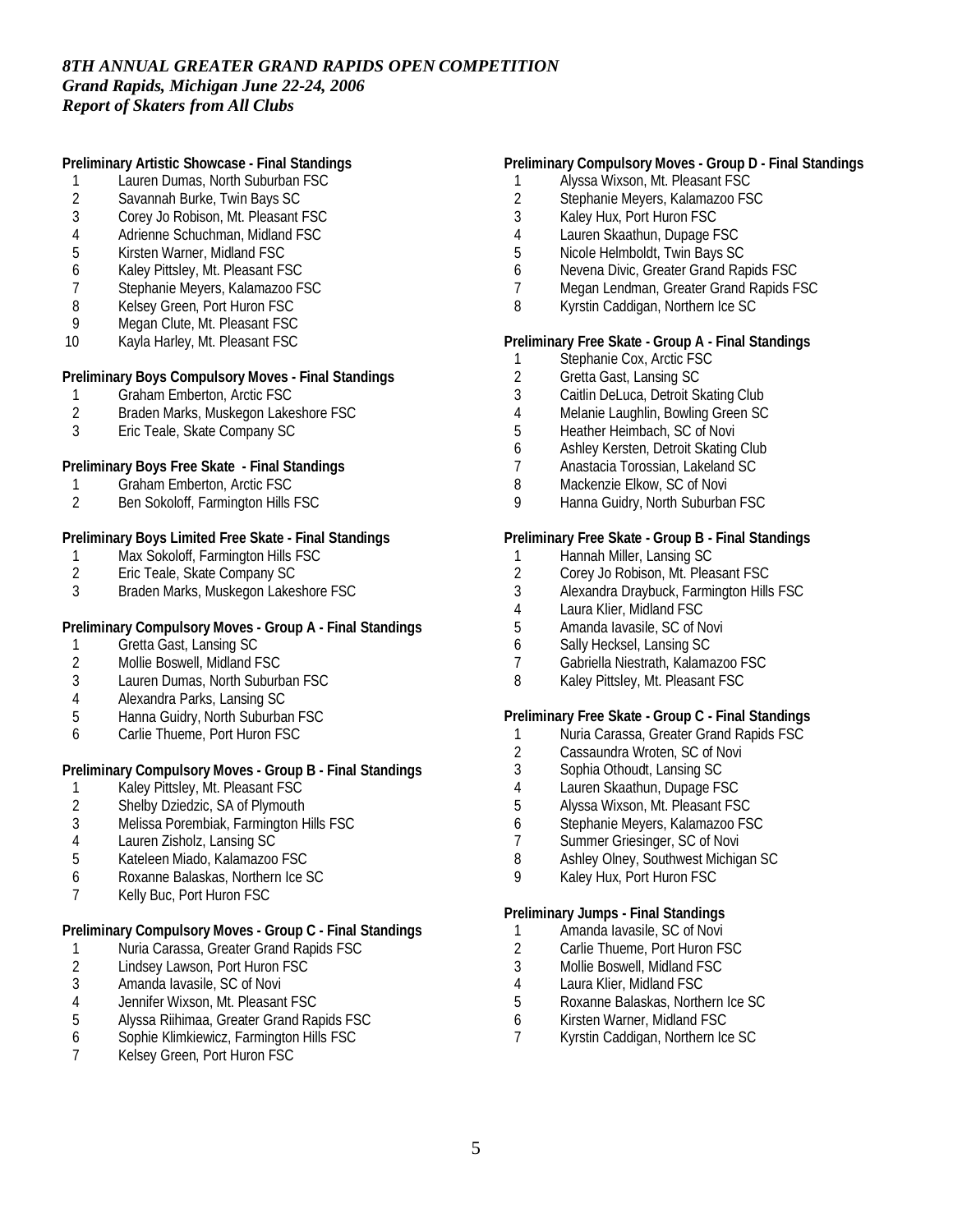*8TH ANNUAL GREATER GRAND RAPIDS OPEN COMPETITION*
*Grand Rapids, Michigan June 22-24, 2006*
*Report of Skaters from All Clubs*

**Preliminary Artistic Showcase - Final Standings**

1. Lauren Dumas, North Suburban FSC
2. Savannah Burke, Twin Bays SC
3. Corey Jo Robison, Mt. Pleasant FSC
4. Adrienne Schuchman, Midland FSC
5. Kirsten Warner, Midland FSC
6. Kaley Pittsley, Mt. Pleasant FSC
7. Stephanie Meyers, Kalamazoo FSC
8. Kelsey Green, Port Huron FSC
9. Megan Clute, Mt. Pleasant FSC
10. Kayla Harley, Mt. Pleasant FSC

**Preliminary Boys Compulsory Moves - Final Standings**

1. Graham Emberton, Arctic FSC
2. Braden Marks, Muskegon Lakeshore FSC
3. Eric Teale, Skate Company SC

**Preliminary Boys Free Skate - Final Standings**

1. Graham Emberton, Arctic FSC
2. Ben Sokoloff, Farmington Hills FSC

**Preliminary Boys Limited Free Skate - Final Standings**

1. Max Sokoloff, Farmington Hills FSC
2. Eric Teale, Skate Company SC
3. Braden Marks, Muskegon Lakeshore FSC

**Preliminary Compulsory Moves - Group A - Final Standings**

1. Gretta Gast, Lansing SC
2. Mollie Boswell, Midland FSC
3. Lauren Dumas, North Suburban FSC
4. Alexandra Parks, Lansing SC
5. Hanna Guidry, North Suburban FSC
6. Carlie Thueme, Port Huron FSC

**Preliminary Compulsory Moves - Group B - Final Standings**

1. Kaley Pittsley, Mt. Pleasant FSC
2. Shelby Dziedzic, SA of Plymouth
3. Melissa Porembiak, Farmington Hills FSC
4. Lauren Zisholz, Lansing SC
5. Kateleen Miado, Kalamazoo FSC
6. Roxanne Balaskas, Northern Ice SC
7. Kelly Buc, Port Huron FSC

**Preliminary Compulsory Moves - Group C - Final Standings**

1. Nuria Carassa, Greater Grand Rapids FSC
2. Lindsey Lawson, Port Huron FSC
3. Amanda Iavasile, SC of Novi
4. Jennifer Wixson, Mt. Pleasant FSC
5. Alyssa Riihimaa, Greater Grand Rapids FSC
6. Sophie Klimkiewicz, Farmington Hills FSC
7. Kelsey Green, Port Huron FSC

**Preliminary Compulsory Moves - Group D - Final Standings**

1. Alyssa Wixson, Mt. Pleasant FSC
2. Stephanie Meyers, Kalamazoo FSC
3. Kaley Hux, Port Huron FSC
4. Lauren Skaathun, Dupage FSC
5. Nicole Helmboldt, Twin Bays SC
6. Nevena Divic, Greater Grand Rapids FSC
7. Megan Lendman, Greater Grand Rapids FSC
8. Kyrstin Caddigan, Northern Ice SC

**Preliminary Free Skate - Group A - Final Standings**

1. Stephanie Cox, Arctic FSC
2. Gretta Gast, Lansing SC
3. Caitlin DeLuca, Detroit Skating Club
4. Melanie Laughlin, Bowling Green SC
5. Heather Heimbach, SC of Novi
6. Ashley Kersten, Detroit Skating Club
7. Anastacia Torossian, Lakeland SC
8. Mackenzie Elkow, SC of Novi
9. Hanna Guidry, North Suburban FSC

**Preliminary Free Skate - Group B - Final Standings**

1. Hannah Miller, Lansing SC
2. Corey Jo Robison, Mt. Pleasant FSC
3. Alexandra Draybuck, Farmington Hills FSC
4. Laura Klier, Midland FSC
5. Amanda Iavasile, SC of Novi
6. Sally Hecksel, Lansing SC
7. Gabriella Niestrath, Kalamazoo FSC
8. Kaley Pittsley, Mt. Pleasant FSC

**Preliminary Free Skate - Group C - Final Standings**

1. Nuria Carassa, Greater Grand Rapids FSC
2. Cassaundra Wroten, SC of Novi
3. Sophia Othoudt, Lansing SC
4. Lauren Skaathun, Dupage FSC
5. Alyssa Wixson, Mt. Pleasant FSC
6. Stephanie Meyers, Kalamazoo FSC
7. Summer Griesinger, SC of Novi
8. Ashley Olney, Southwest Michigan SC
9. Kaley Hux, Port Huron FSC

**Preliminary Jumps - Final Standings**

1. Amanda Iavasile, SC of Novi
2. Carlie Thueme, Port Huron FSC
3. Mollie Boswell, Midland FSC
4. Laura Klier, Midland FSC
5. Roxanne Balaskas, Northern Ice SC
6. Kirsten Warner, Midland FSC
7. Kyrstin Caddigan, Northern Ice SC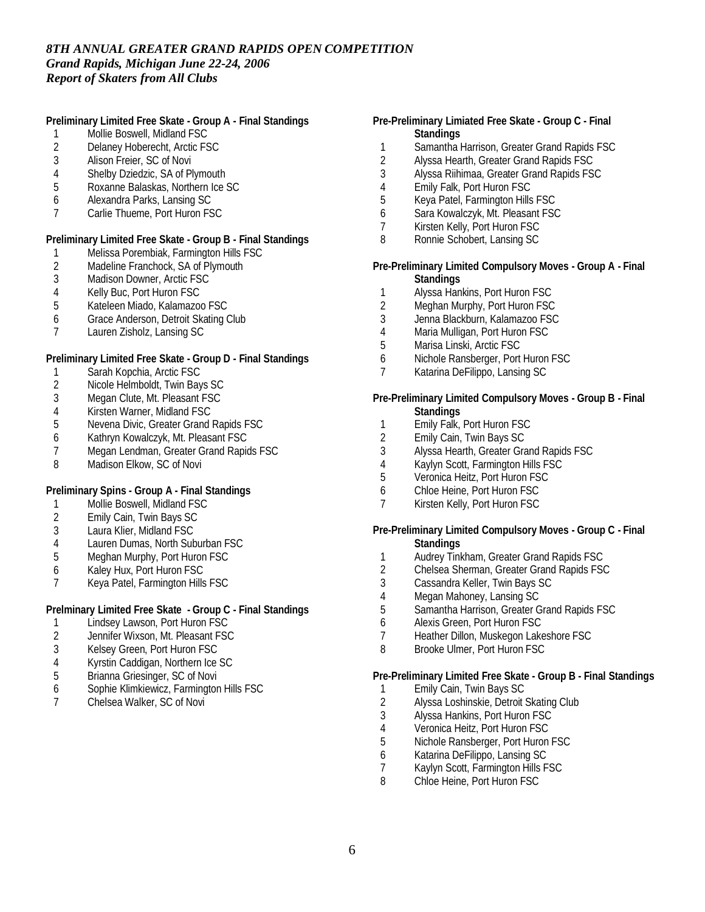*8TH ANNUAL GREATER GRAND RAPIDS OPEN COMPETITION*
*Grand Rapids, Michigan June 22-24, 2006*
*Report of Skaters from All Clubs*

**Preliminary Limited Free Skate - Group A - Final Standings**

1. Mollie Boswell, Midland FSC
2. Delaney Hoberecht, Arctic FSC
3. Alison Freier, SC of Novi
4. Shelby Dziedzic, SA of Plymouth
5. Roxanne Balaskas, Northern Ice SC
6. Alexandra Parks, Lansing SC
7. Carlie Thueme, Port Huron FSC

**Preliminary Limited Free Skate - Group B - Final Standings**

1. Melissa Porembiak, Farmington Hills FSC
2. Madeline Franchock, SA of Plymouth
3. Madison Downer, Arctic FSC
4. Kelly Buc, Port Huron FSC
5. Kateleen Miado, Kalamazoo FSC
6. Grace Anderson, Detroit Skating Club
7. Lauren Zisholz, Lansing SC

**Preliminary Limited Free Skate - Group D - Final Standings**

1. Sarah Kopchia, Arctic FSC
2. Nicole Helmboldt, Twin Bays SC
3. Megan Clute, Mt. Pleasant FSC
4. Kirsten Warner, Midland FSC
5. Nevena Divic, Greater Grand Rapids FSC
6. Kathryn Kowalczyk, Mt. Pleasant FSC
7. Megan Lendman, Greater Grand Rapids FSC
8. Madison Elkow, SC of Novi

**Preliminary Spins - Group A - Final Standings**

1. Mollie Boswell, Midland FSC
2. Emily Cain, Twin Bays SC
3. Laura Klier, Midland FSC
4. Lauren Dumas, North Suburban FSC
5. Meghan Murphy, Port Huron FSC
6. Kaley Hux, Port Huron FSC
7. Keya Patel, Farmington Hills FSC

**Prelminary Limited Free Skate - Group C - Final Standings**

1. Lindsey Lawson, Port Huron FSC
2. Jennifer Wixson, Mt. Pleasant FSC
3. Kelsey Green, Port Huron FSC
4. Kyrstin Caddigan, Northern Ice SC
5. Brianna Griesinger, SC of Novi
6. Sophie Klimkiewicz, Farmington Hills FSC
7. Chelsea Walker, SC of Novi

**Pre-Preliminary Limiated Free Skate - Group C - Final Standings**

1. Samantha Harrison, Greater Grand Rapids FSC
2. Alyssa Hearth, Greater Grand Rapids FSC
3. Alyssa Riihimaa, Greater Grand Rapids FSC
4. Emily Falk, Port Huron FSC
5. Keya Patel, Farmington Hills FSC
6. Sara Kowalczyk, Mt. Pleasant FSC
7. Kirsten Kelly, Port Huron FSC
8. Ronnie Schobert, Lansing SC

**Pre-Preliminary Limited Compulsory Moves - Group A - Final Standings**

1. Alyssa Hankins, Port Huron FSC
2. Meghan Murphy, Port Huron FSC
3. Jenna Blackburn, Kalamazoo FSC
4. Maria Mulligan, Port Huron FSC
5. Marisa Linski, Arctic FSC
6. Nichole Ransberger, Port Huron FSC
7. Katarina DeFilippo, Lansing SC

**Pre-Preliminary Limited Compulsory Moves - Group B - Final Standings**

1. Emily Falk, Port Huron FSC
2. Emily Cain, Twin Bays SC
3. Alyssa Hearth, Greater Grand Rapids FSC
4. Kaylyn Scott, Farmington Hills FSC
5. Veronica Heitz, Port Huron FSC
6. Chloe Heine, Port Huron FSC
7. Kirsten Kelly, Port Huron FSC

**Pre-Preliminary Limited Compulsory Moves - Group C - Final Standings**

1. Audrey Tinkham, Greater Grand Rapids FSC
2. Chelsea Sherman, Greater Grand Rapids FSC
3. Cassandra Keller, Twin Bays SC
4. Megan Mahoney, Lansing SC
5. Samantha Harrison, Greater Grand Rapids FSC
6. Alexis Green, Port Huron FSC
7. Heather Dillon, Muskegon Lakeshore FSC
8. Brooke Ulmer, Port Huron FSC

**Pre-Preliminary Limited Free Skate - Group B - Final Standings**

1. Emily Cain, Twin Bays SC
2. Alyssa Loshinskie, Detroit Skating Club
3. Alyssa Hankins, Port Huron FSC
4. Veronica Heitz, Port Huron FSC
5. Nichole Ransberger, Port Huron FSC
6. Katarina DeFilippo, Lansing SC
7. Kaylyn Scott, Farmington Hills FSC
8. Chloe Heine, Port Huron FSC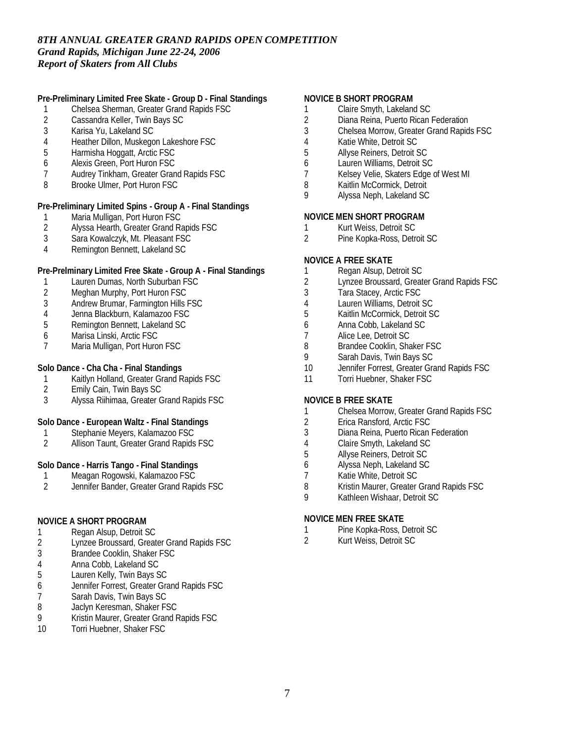*8TH ANNUAL GREATER GRAND RAPIDS OPEN COMPETITION*
*Grand Rapids, Michigan June 22-24, 2006*
*Report of Skaters from All Clubs*

**Pre-Preliminary Limited Free Skate - Group D - Final Standings**

1 Chelsea Sherman, Greater Grand Rapids FSC
2 Cassandra Keller, Twin Bays SC
3 Karisa Yu, Lakeland SC
4 Heather Dillon, Muskegon Lakeshore FSC
5 Harmisha Hoggatt, Arctic FSC
6 Alexis Green, Port Huron FSC
7 Audrey Tinkham, Greater Grand Rapids FSC
8 Brooke Ulmer, Port Huron FSC

**Pre-Preliminary Limited Spins - Group A - Final Standings**

1 Maria Mulligan, Port Huron FSC
2 Alyssa Hearth, Greater Grand Rapids FSC
3 Sara Kowalczyk, Mt. Pleasant FSC
4 Remington Bennett, Lakeland SC

**Pre-Prelminary Limited Free Skate - Group A - Final Standings**

1 Lauren Dumas, North Suburban FSC
2 Meghan Murphy, Port Huron FSC
3 Andrew Brumar, Farmington Hills FSC
4 Jenna Blackburn, Kalamazoo FSC
5 Remington Bennett, Lakeland SC
6 Marisa Linski, Arctic FSC
7 Maria Mulligan, Port Huron FSC

**Solo Dance - Cha Cha - Final Standings**

1 Kaitlyn Holland, Greater Grand Rapids FSC
2 Emily Cain, Twin Bays SC
3 Alyssa Riihimaa, Greater Grand Rapids FSC

**Solo Dance - European Waltz - Final Standings**

1 Stephanie Meyers, Kalamazoo FSC
2 Allison Taunt, Greater Grand Rapids FSC

**Solo Dance - Harris Tango - Final Standings**

1 Meagan Rogowski, Kalamazoo FSC
2 Jennifer Bander, Greater Grand Rapids FSC

**NOVICE A SHORT PROGRAM**

1 Regan Alsup, Detroit SC
2 Lynzee Broussard, Greater Grand Rapids FSC
3 Brandee Cooklin, Shaker FSC
4 Anna Cobb, Lakeland SC
5 Lauren Kelly, Twin Bays SC
6 Jennifer Forrest, Greater Grand Rapids FSC
7 Sarah Davis, Twin Bays SC
8 Jaclyn Keresman, Shaker FSC
9 Kristin Maurer, Greater Grand Rapids FSC
10 Torri Huebner, Shaker FSC

**NOVICE B SHORT PROGRAM**

1 Claire Smyth, Lakeland SC
2 Diana Reina, Puerto Rican Federation
3 Chelsea Morrow, Greater Grand Rapids FSC
4 Katie White, Detroit SC
5 Allyse Reiners, Detroit SC
6 Lauren Williams, Detroit SC
7 Kelsey Velie, Skaters Edge of West MI
8 Kaitlin McCormick, Detroit
9 Alyssa Neph, Lakeland SC

**NOVICE MEN SHORT PROGRAM**

1 Kurt Weiss, Detroit SC
2 Pine Kopka-Ross, Detroit SC

**NOVICE A FREE SKATE**

1 Regan Alsup, Detroit SC
2 Lynzee Broussard, Greater Grand Rapids FSC
3 Tara Stacey, Arctic FSC
4 Lauren Williams, Detroit SC
5 Kaitlin McCormick, Detroit SC
6 Anna Cobb, Lakeland SC
7 Alice Lee, Detroit SC
8 Brandee Cooklin, Shaker FSC
9 Sarah Davis, Twin Bays SC
10 Jennifer Forrest, Greater Grand Rapids FSC
11 Torri Huebner, Shaker FSC

**NOVICE B FREE SKATE**

1 Chelsea Morrow, Greater Grand Rapids FSC
2 Erica Ransford, Arctic FSC
3 Diana Reina, Puerto Rican Federation
4 Claire Smyth, Lakeland SC
5 Allyse Reiners, Detroit SC
6 Alyssa Neph, Lakeland SC
7 Katie White, Detroit SC
8 Kristin Maurer, Greater Grand Rapids FSC
9 Kathleen Wishaar, Detroit SC

**NOVICE MEN FREE SKATE**

1 Pine Kopka-Ross, Detroit SC
2 Kurt Weiss, Detroit SC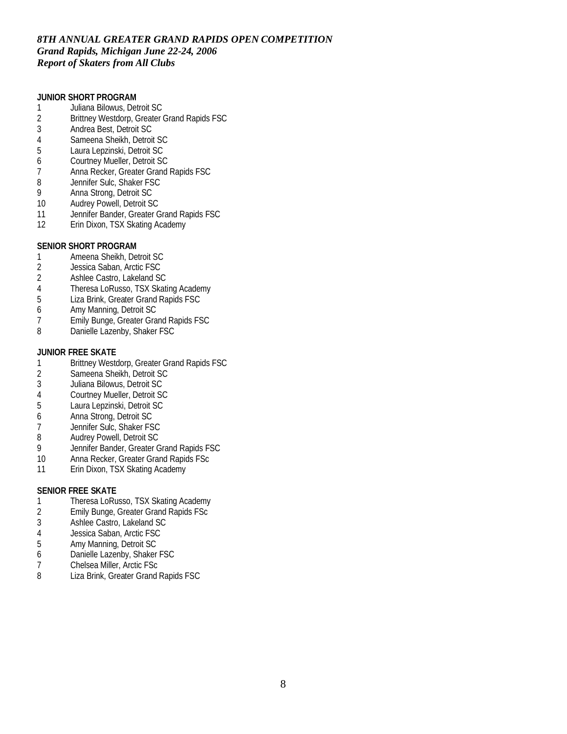***8TH ANNUAL GREATER GRAND RAPIDS OPEN COMPETITION***
***Grand Rapids, Michigan June 22-24, 2006***
***Report of Skaters from All Clubs***

**JUNIOR SHORT PROGRAM**

1 Juliana Bilowus, Detroit SC
2 Brittney Westdorp, Greater Grand Rapids FSC
3 Andrea Best, Detroit SC
4 Sameena Sheikh, Detroit SC
5 Laura Lepzinski, Detroit SC
6 Courtney Mueller, Detroit SC
7 Anna Recker, Greater Grand Rapids FSC
8 Jennifer Sulc, Shaker FSC
9 Anna Strong, Detroit SC
10 Audrey Powell, Detroit SC
11 Jennifer Bander, Greater Grand Rapids FSC
12 Erin Dixon, TSX Skating Academy

**SENIOR SHORT PROGRAM**

1 Ameena Sheikh, Detroit SC
2 Jessica Saban, Arctic FSC
2 Ashlee Castro, Lakeland SC
4 Theresa LoRusso, TSX Skating Academy
5 Liza Brink, Greater Grand Rapids FSC
6 Amy Manning, Detroit SC
7 Emily Bunge, Greater Grand Rapids FSC
8 Danielle Lazenby, Shaker FSC

**JUNIOR FREE SKATE**

1 Brittney Westdorp, Greater Grand Rapids FSC
2 Sameena Sheikh, Detroit SC
3 Juliana Bilowus, Detroit SC
4 Courtney Mueller, Detroit SC
5 Laura Lepzinski, Detroit SC
6 Anna Strong, Detroit SC
7 Jennifer Sulc, Shaker FSC
8 Audrey Powell, Detroit SC
9 Jennifer Bander, Greater Grand Rapids FSC
10 Anna Recker, Greater Grand Rapids FSc
11 Erin Dixon, TSX Skating Academy

**SENIOR FREE SKATE**

1 Theresa LoRusso, TSX Skating Academy
2 Emily Bunge, Greater Grand Rapids FSc
3 Ashlee Castro, Lakeland SC
4 Jessica Saban, Arctic FSC
5 Amy Manning, Detroit SC
6 Danielle Lazenby, Shaker FSC
7 Chelsea Miller, Arctic FSc
8 Liza Brink, Greater Grand Rapids FSC